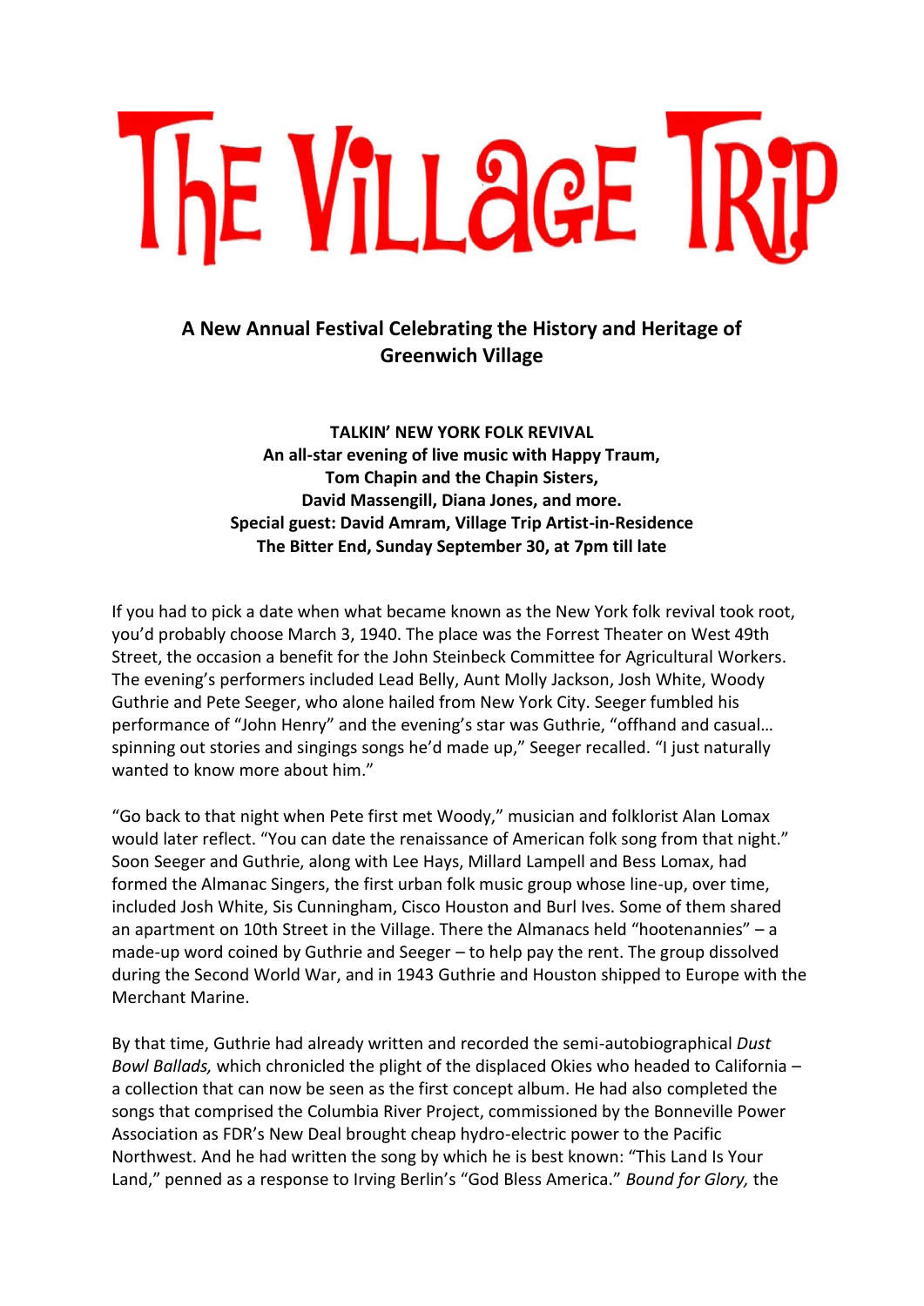# THE VILLAGE TRIP

## A New Annual Festival Celebrating the History and Heritage of Greenwich Village

**TALKIN' NEW YORK FOLK REVIVAL**
**An all-star evening of live music with Happy Traum,**
**Tom Chapin and the Chapin Sisters,**
**David Massengill, Diana Jones, and more.**
**Special guest: David Amram, Village Trip Artist-in-Residence**
**The Bitter End, Sunday September 30, at 7pm till late**

If you had to pick a date when what became known as the New York folk revival took root, you'd probably choose March 3, 1940. The place was the Forrest Theater on West 49th Street, the occasion a benefit for the John Steinbeck Committee for Agricultural Workers. The evening's performers included Lead Belly, Aunt Molly Jackson, Josh White, Woody Guthrie and Pete Seeger, who alone hailed from New York City. Seeger fumbled his performance of "John Henry" and the evening's star was Guthrie, "offhand and casual… spinning out stories and singings songs he'd made up," Seeger recalled. "I just naturally wanted to know more about him."

"Go back to that night when Pete first met Woody," musician and folklorist Alan Lomax would later reflect. "You can date the renaissance of American folk song from that night." Soon Seeger and Guthrie, along with Lee Hays, Millard Lampell and Bess Lomax, had formed the Almanac Singers, the first urban folk music group whose line-up, over time, included Josh White, Sis Cunningham, Cisco Houston and Burl Ives. Some of them shared an apartment on 10th Street in the Village. There the Almanacs held "hootenannies" – a made-up word coined by Guthrie and Seeger – to help pay the rent. The group dissolved during the Second World War, and in 1943 Guthrie and Houston shipped to Europe with the Merchant Marine.

By that time, Guthrie had already written and recorded the semi-autobiographical *Dust Bowl Ballads,* which chronicled the plight of the displaced Okies who headed to California – a collection that can now be seen as the first concept album. He had also completed the songs that comprised the Columbia River Project, commissioned by the Bonneville Power Association as FDR's New Deal brought cheap hydro-electric power to the Pacific Northwest. And he had written the song by which he is best known: "This Land Is Your Land," penned as a response to Irving Berlin's "God Bless America." *Bound for Glory,* the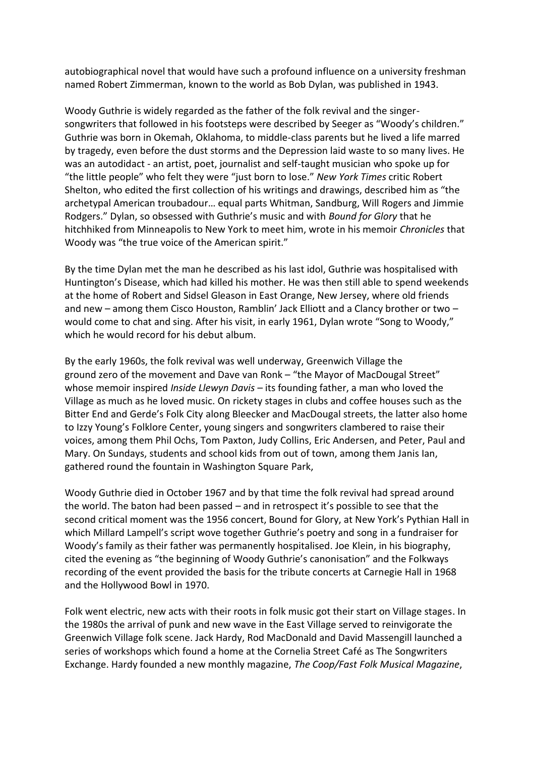autobiographical novel that would have such a profound influence on a university freshman named Robert Zimmerman, known to the world as Bob Dylan, was published in 1943.

Woody Guthrie is widely regarded as the father of the folk revival and the singer-songwriters that followed in his footsteps were described by Seeger as "Woody's children." Guthrie was born in Okemah, Oklahoma, to middle-class parents but he lived a life marred by tragedy, even before the dust storms and the Depression laid waste to so many lives. He was an autodidact - an artist, poet, journalist and self-taught musician who spoke up for "the little people" who felt they were "just born to lose." *New York Times* critic Robert Shelton, who edited the first collection of his writings and drawings, described him as "the archetypal American troubadour… equal parts Whitman, Sandburg, Will Rogers and Jimmie Rodgers." Dylan, so obsessed with Guthrie's music and with *Bound for Glory* that he hitchhiked from Minneapolis to New York to meet him, wrote in his memoir *Chronicles* that Woody was "the true voice of the American spirit."

By the time Dylan met the man he described as his last idol, Guthrie was hospitalised with Huntington's Disease, which had killed his mother. He was then still able to spend weekends at the home of Robert and Sidsel Gleason in East Orange, New Jersey, where old friends and new – among them Cisco Houston, Ramblin' Jack Elliott and a Clancy brother or two – would come to chat and sing. After his visit, in early 1961, Dylan wrote "Song to Woody," which he would record for his debut album.

By the early 1960s, the folk revival was well underway, Greenwich Village the ground zero of the movement and Dave van Ronk – "the Mayor of MacDougal Street" whose memoir inspired *Inside Llewyn Davis* – its founding father, a man who loved the Village as much as he loved music. On rickety stages in clubs and coffee houses such as the Bitter End and Gerde's Folk City along Bleecker and MacDougal streets, the latter also home to Izzy Young's Folklore Center, young singers and songwriters clambered to raise their voices, among them Phil Ochs, Tom Paxton, Judy Collins, Eric Andersen, and Peter, Paul and Mary. On Sundays, students and school kids from out of town, among them Janis Ian, gathered round the fountain in Washington Square Park,

Woody Guthrie died in October 1967 and by that time the folk revival had spread around the world. The baton had been passed – and in retrospect it's possible to see that the second critical moment was the 1956 concert, Bound for Glory, at New York's Pythian Hall in which Millard Lampell's script wove together Guthrie's poetry and song in a fundraiser for Woody's family as their father was permanently hospitalised. Joe Klein, in his biography, cited the evening as "the beginning of Woody Guthrie's canonisation" and the Folkways recording of the event provided the basis for the tribute concerts at Carnegie Hall in 1968 and the Hollywood Bowl in 1970.

Folk went electric, new acts with their roots in folk music got their start on Village stages. In the 1980s the arrival of punk and new wave in the East Village served to reinvigorate the Greenwich Village folk scene. Jack Hardy, Rod MacDonald and David Massengill launched a series of workshops which found a home at the Cornelia Street Café as The Songwriters Exchange. Hardy founded a new monthly magazine, *The Coop/Fast Folk Musical Magazine*,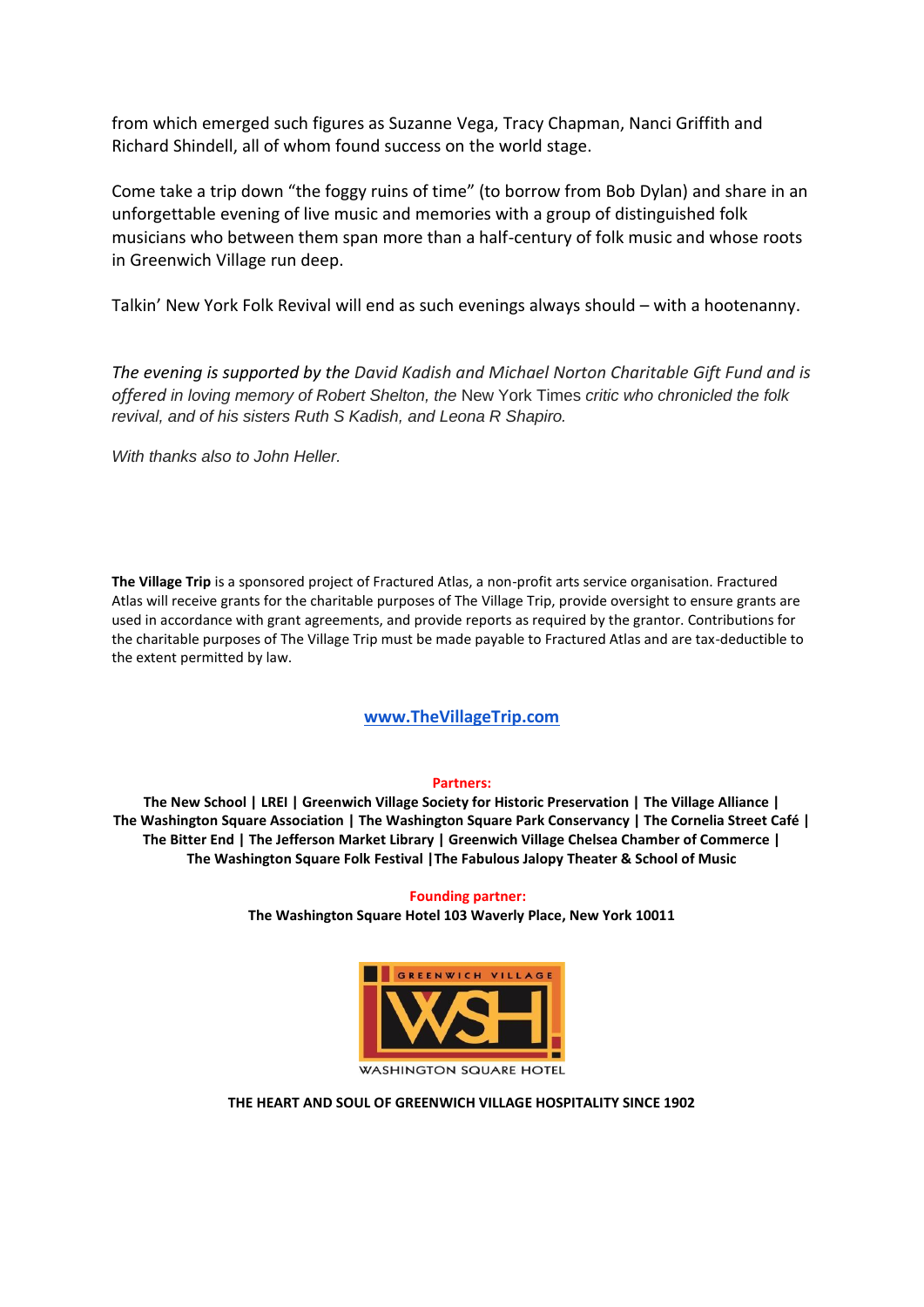from which emerged such figures as Suzanne Vega, Tracy Chapman, Nanci Griffith and Richard Shindell, all of whom found success on the world stage.

Come take a trip down "the foggy ruins of time" (to borrow from Bob Dylan) and share in an unforgettable evening of live music and memories with a group of distinguished folk musicians who between them span more than a half-century of folk music and whose roots in Greenwich Village run deep.

Talkin' New York Folk Revival will end as such evenings always should – with a hootenanny.

*The evening is supported by the David Kadish and Michael Norton Charitable Gift Fund and is offered in loving memory of Robert Shelton, the* New York Times *critic who chronicled the folk revival, and of his sisters Ruth S Kadish, and Leona R Shapiro.*

*With thanks also to John Heller.*

**The Village Trip** is a sponsored project of Fractured Atlas, a non-profit arts service organisation. Fractured Atlas will receive grants for the charitable purposes of The Village Trip, provide oversight to ensure grants are used in accordance with grant agreements, and provide reports as required by the grantor. Contributions for the charitable purposes of The Village Trip must be made payable to Fractured Atlas and are tax-deductible to the extent permitted by law.

**[www.TheVillageTrip.com](http://www.TheVillageTrip.com)**

**Partners:**

**The New School | LREI | Greenwich Village Society for Historic Preservation | The Village Alliance | The Washington Square Association | The Washington Square Park Conservancy | The Cornelia Street Café | The Bitter End | The Jefferson Market Library | Greenwich Village Chelsea Chamber of Commerce | The Washington Square Folk Festival |The Fabulous Jalopy Theater & School of Music**

**Founding partner:**

**The Washington Square Hotel 103 Waverly Place, New York 10011**

GREENWICH VILLAGE

WSH

WASHINGTON SQUARE HOTEL

**THE HEART AND SOUL OF GREENWICH VILLAGE HOSPITALITY SINCE 1902**